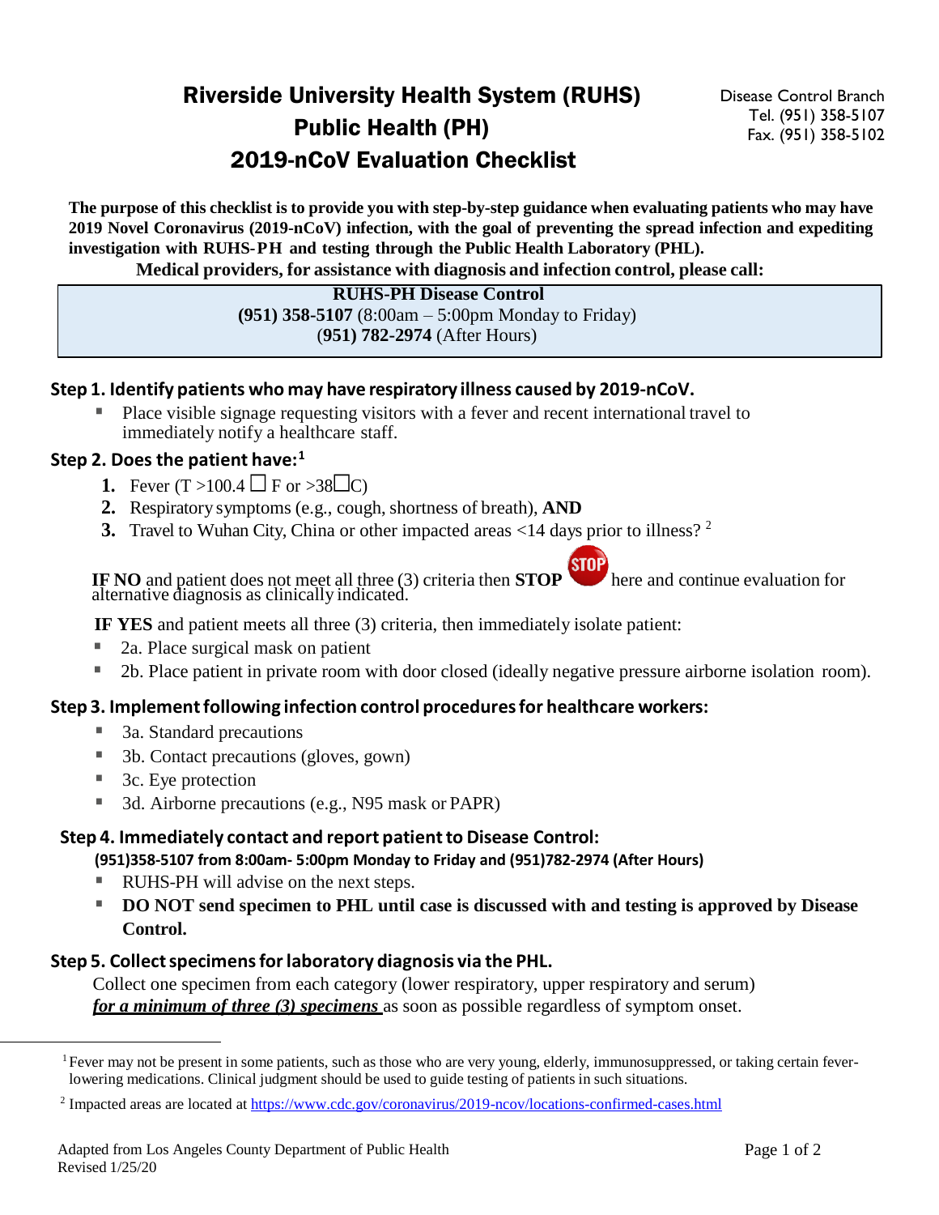# Riverside University Health System (RUHS) Public Health (PH) 2019-nCoV Evaluation Checklist

Disease Control Branch
Tel. (951) 358-5107
Fax. (951) 358-5102

**The purpose of this checklist is to provide you with step-by-step guidance when evaluating patients who may have 2019 Novel Coronavirus (2019-nCoV) infection, with the goal of preventing the spread infection and expediting investigation with RUHS-PH and testing through the Public Health Laboratory (PHL).**

**Medical providers, for assistance with diagnosis and infection control, please call:**

> **RUHS-PH Disease Control**
> **(951) 358-5107** (8:00am – 5:00pm Monday to Friday)
> **(951) 782-2974** (After Hours)

## Step 1. Identify patients who may have respiratory illness caused by 2019-nCoV.

- Place visible signage requesting visitors with a fever and recent international travel to immediately notify a healthcare staff.

## Step 2. Does the patient have:[1]

1. Fever (T >100.4 ☐ F or >38☐C)
2. Respiratory symptoms (e.g., cough, shortness of breath), **AND**
3. Travel to Wuhan City, China or other impacted areas <14 days prior to illness? [2]

**IF NO** and patient does not meet all three (3) criteria then **STOP** here and continue evaluation for alternative diagnosis as clinically indicated.

**IF YES** and patient meets all three (3) criteria, then immediately isolate patient:

- 2a. Place surgical mask on patient
- 2b. Place patient in private room with door closed (ideally negative pressure airborne isolation room).

## Step 3. Implement following infection control procedures for healthcare workers:

- 3a. Standard precautions
- 3b. Contact precautions (gloves, gown)
- 3c. Eye protection
- 3d. Airborne precautions (e.g., N95 mask or PAPR)

## Step 4. Immediately contact and report patient to Disease Control:

**(951)358-5107 from 8:00am- 5:00pm Monday to Friday and (951)782-2974 (After Hours)**

- RUHS-PH will advise on the next steps.
- **DO NOT send specimen to PHL until case is discussed with and testing is approved by Disease Control.**

## Step 5. Collect specimens for laboratory diagnosis via the PHL.

Collect one specimen from each category (lower respiratory, upper respiratory and serum) ***for a minimum of three (3) specimens*** as soon as possible regardless of symptom onset.

---

[1] Fever may not be present in some patients, such as those who are very young, elderly, immunosuppressed, or taking certain fever-lowering medications. Clinical judgment should be used to guide testing of patients in such situations.

[2] Impacted areas are located at https://www.cdc.gov/coronavirus/2019-ncov/locations-confirmed-cases.html

Adapted from Los Angeles County Department of Public Health
Revised 1/25/20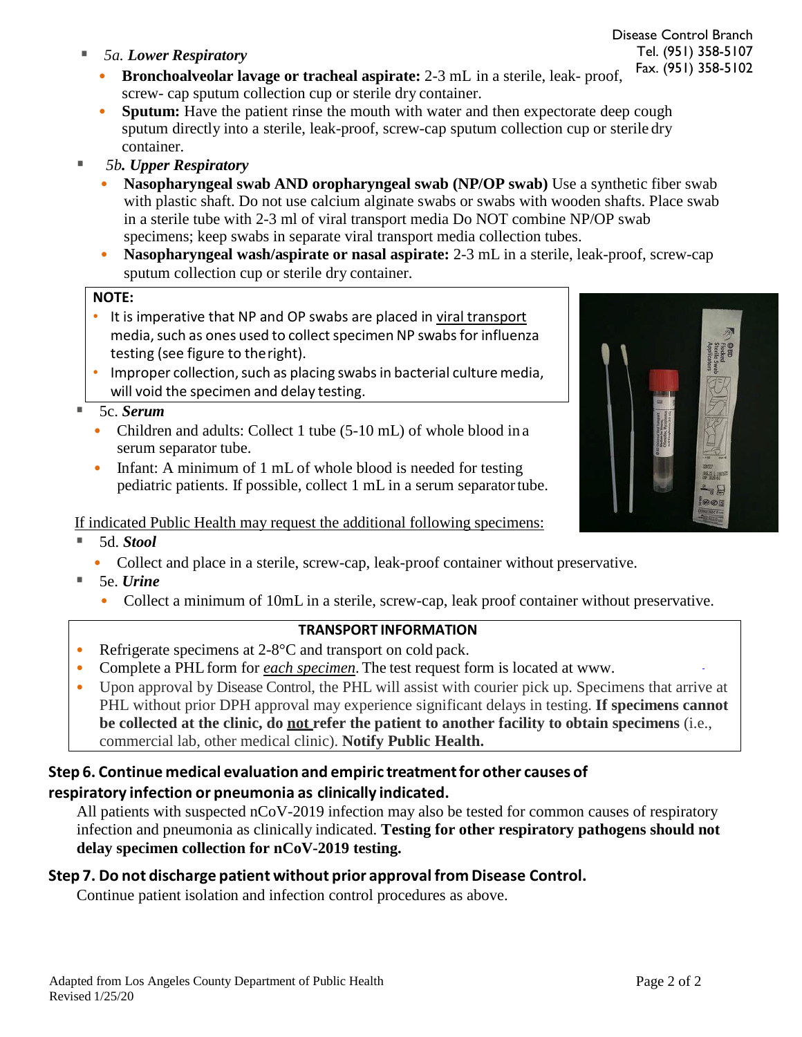Disease Control Branch
Tel. (951) 358-5107
Fax. (951) 358-5102

- *5a. **Lower Respiratory***
  - **Bronchoalveolar lavage or tracheal aspirate:** 2-3 mL in a sterile, leak- proof, screw- cap sputum collection cup or sterile dry container.
  - **Sputum:** Have the patient rinse the mouth with water and then expectorate deep cough sputum directly into a sterile, leak-proof, screw-cap sputum collection cup or sterile dry container.
- *5b. **Upper Respiratory***
  - **Nasopharyngeal swab AND oropharyngeal swab (NP/OP swab)** Use a synthetic fiber swab with plastic shaft. Do not use calcium alginate swabs or swabs with wooden shafts. Place swab in a sterile tube with 2-3 ml of viral transport media Do NOT combine NP/OP swab specimens; keep swabs in separate viral transport media collection tubes.
  - **Nasopharyngeal wash/aspirate or nasal aspirate:** 2-3 mL in a sterile, leak-proof, screw-cap sputum collection cup or sterile dry container.

**NOTE:**
- It is imperative that NP and OP swabs are placed in viral transport media, such as ones used to collect specimen NP swabs for influenza testing (see figure to the right).
- Improper collection, such as placing swabs in bacterial culture media, will void the specimen and delay testing.

- 5c. ***Serum***
  - Children and adults: Collect 1 tube (5-10 mL) of whole blood in a serum separator tube.
  - Infant: A minimum of 1 mL of whole blood is needed for testing pediatric patients. If possible, collect 1 mL in a serum separator tube.

If indicated Public Health may request the additional following specimens:

- 5d. ***Stool***
  - Collect and place in a sterile, screw-cap, leak-proof container without preservative.
- 5e. ***Urine***
  - Collect a minimum of 10mL in a sterile, screw-cap, leak proof container without preservative.

**TRANSPORT INFORMATION**

- Refrigerate specimens at 2-8°C and transport on cold pack.
- Complete a PHL form for ***each specimen***. The test request form is located at www.
- Upon approval by Disease Control, the PHL will assist with courier pick up. Specimens that arrive at PHL without prior DPH approval may experience significant delays in testing. **If specimens cannot be collected at the clinic, do not refer the patient to another facility to obtain specimens** (i.e., commercial lab, other medical clinic). **Notify Public Health.**

## Step 6. Continue medical evaluation and empiric treatment for other causes of respiratory infection or pneumonia as clinically indicated.

All patients with suspected nCoV-2019 infection may also be tested for common causes of respiratory infection and pneumonia as clinically indicated. **Testing for other respiratory pathogens should not delay specimen collection for nCoV-2019 testing.**

## Step 7. Do not discharge patient without prior approval from Disease Control.

Continue patient isolation and infection control procedures as above.

Adapted from Los Angeles County Department of Public Health
Revised 1/25/20